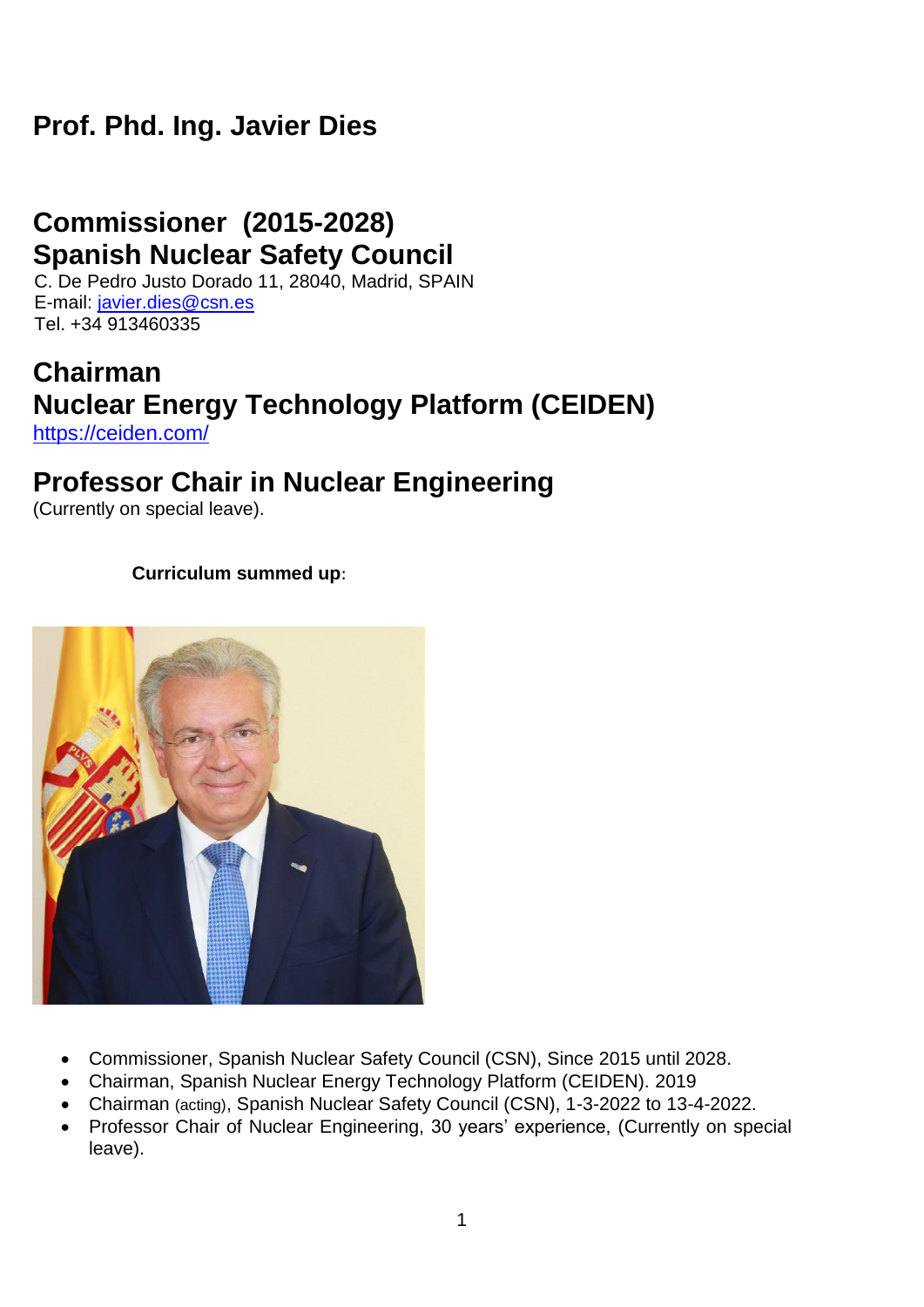# Prof. Phd. Ing. Javier Dies

## Commissioner (2015-2028)
## Spanish Nuclear Safety Council

C. De Pedro Justo Dorado 11, 28040, Madrid, SPAIN
E-mail: javier.dies@csn.es
Tel. +34 913460335

## Chairman
## Nuclear Energy Technology Platform (CEIDEN)

https://ceiden.com/

## Professor Chair in Nuclear Engineering

(Currently on special leave).

**Curriculum summed up**:

- Commissioner, Spanish Nuclear Safety Council (CSN), Since 2015 until 2028.
- Chairman, Spanish Nuclear Energy Technology Platform (CEIDEN). 2019
- Chairman (acting), Spanish Nuclear Safety Council (CSN), 1-3-2022 to 13-4-2022.
- Professor Chair of Nuclear Engineering, 30 years' experience, (Currently on special leave).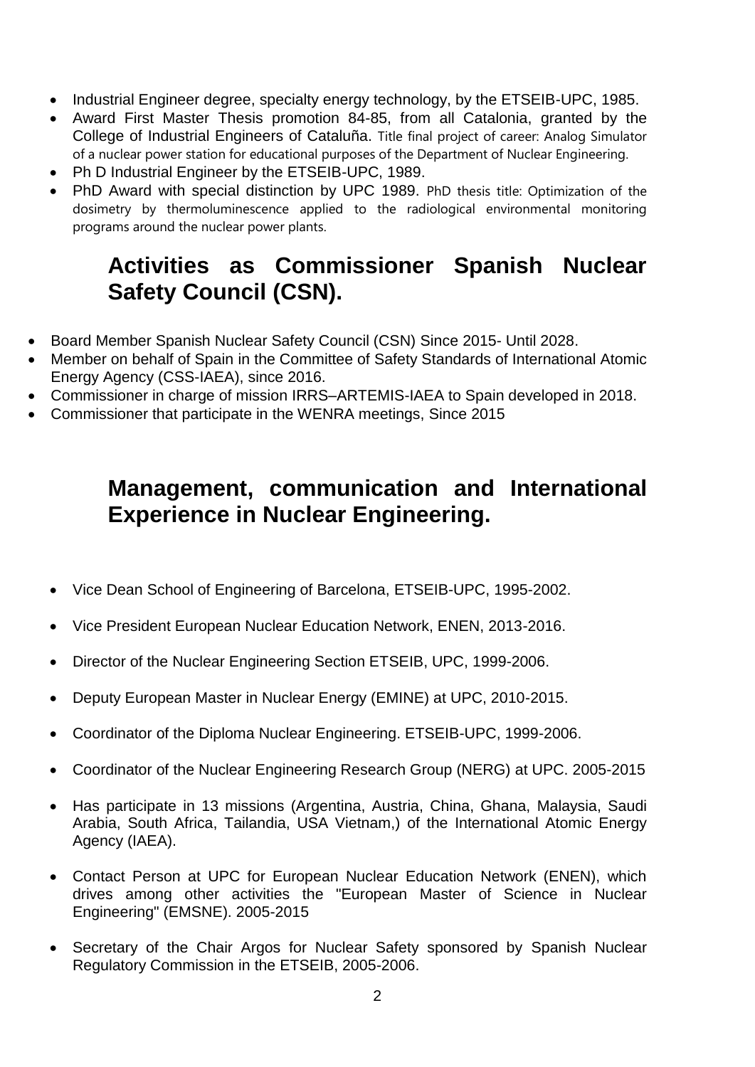- Industrial Engineer degree, specialty energy technology, by the ETSEIB-UPC, 1985.
- Award First Master Thesis promotion 84-85, from all Catalonia, granted by the College of Industrial Engineers of Cataluña. Title final project of career: Analog Simulator of a nuclear power station for educational purposes of the Department of Nuclear Engineering.
- Ph D Industrial Engineer by the ETSEIB-UPC, 1989.
- PhD Award with special distinction by UPC 1989. PhD thesis title: Optimization of the dosimetry by thermoluminescence applied to the radiological environmental monitoring programs around the nuclear power plants.

## Activities as Commissioner Spanish Nuclear Safety Council (CSN).

- Board Member Spanish Nuclear Safety Council (CSN) Since 2015- Until 2028.
- Member on behalf of Spain in the Committee of Safety Standards of International Atomic Energy Agency (CSS-IAEA), since 2016.
- Commissioner in charge of mission IRRS–ARTEMIS-IAEA to Spain developed in 2018.
- Commissioner that participate in the WENRA meetings, Since 2015

## Management, communication and International Experience in Nuclear Engineering.

- Vice Dean School of Engineering of Barcelona, ETSEIB-UPC, 1995-2002.
- Vice President European Nuclear Education Network, ENEN, 2013-2016.
- Director of the Nuclear Engineering Section ETSEIB, UPC, 1999-2006.
- Deputy European Master in Nuclear Energy (EMINE) at UPC, 2010-2015.
- Coordinator of the Diploma Nuclear Engineering. ETSEIB-UPC, 1999-2006.
- Coordinator of the Nuclear Engineering Research Group (NERG) at UPC. 2005-2015
- Has participate in 13 missions (Argentina, Austria, China, Ghana, Malaysia, Saudi Arabia, South Africa, Tailandia, USA Vietnam,) of the International Atomic Energy Agency (IAEA).
- Contact Person at UPC for European Nuclear Education Network (ENEN), which drives among other activities the "European Master of Science in Nuclear Engineering" (EMSNE). 2005-2015
- Secretary of the Chair Argos for Nuclear Safety sponsored by Spanish Nuclear Regulatory Commission in the ETSEIB, 2005-2006.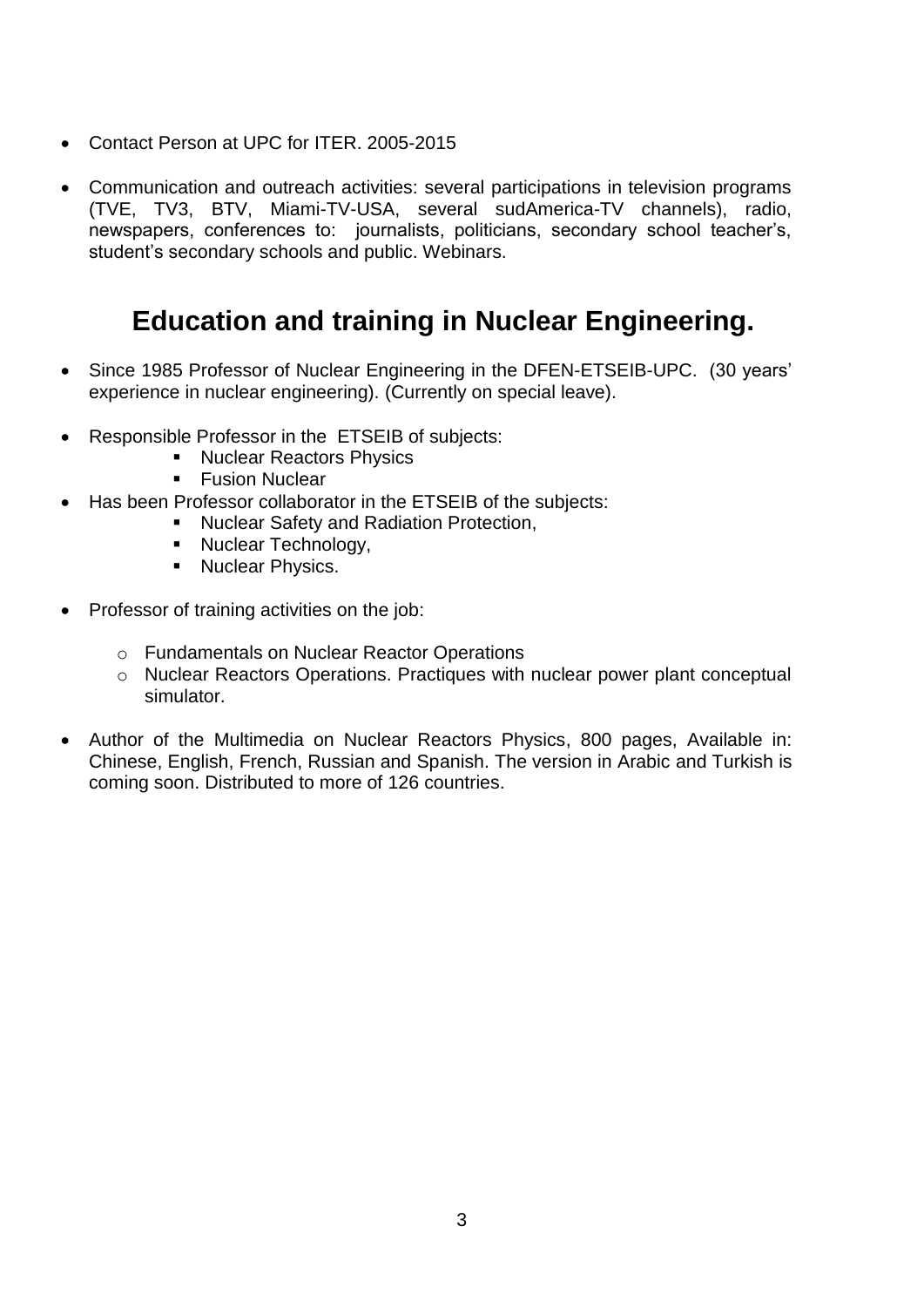- Contact Person at UPC for ITER. 2005-2015

- Communication and outreach activities: several participations in television programs (TVE, TV3, BTV, Miami-TV-USA, several sudAmerica-TV channels), radio, newspapers, conferences to: journalists, politicians, secondary school teacher's, student's secondary schools and public. Webinars.

## Education and training in Nuclear Engineering.

- Since 1985 Professor of Nuclear Engineering in the DFEN-ETSEIB-UPC. (30 years' experience in nuclear engineering). (Currently on special leave).

- Responsible Professor in the ETSEIB of subjects:
  - Nuclear Reactors Physics
  - Fusion Nuclear
- Has been Professor collaborator in the ETSEIB of the subjects:
  - Nuclear Safety and Radiation Protection,
  - Nuclear Technology,
  - Nuclear Physics.

- Professor of training activities on the job:
  - Fundamentals on Nuclear Reactor Operations
  - Nuclear Reactors Operations. Practiques with nuclear power plant conceptual simulator.

- Author of the Multimedia on Nuclear Reactors Physics, 800 pages, Available in: Chinese, English, French, Russian and Spanish. The version in Arabic and Turkish is coming soon. Distributed to more of 126 countries.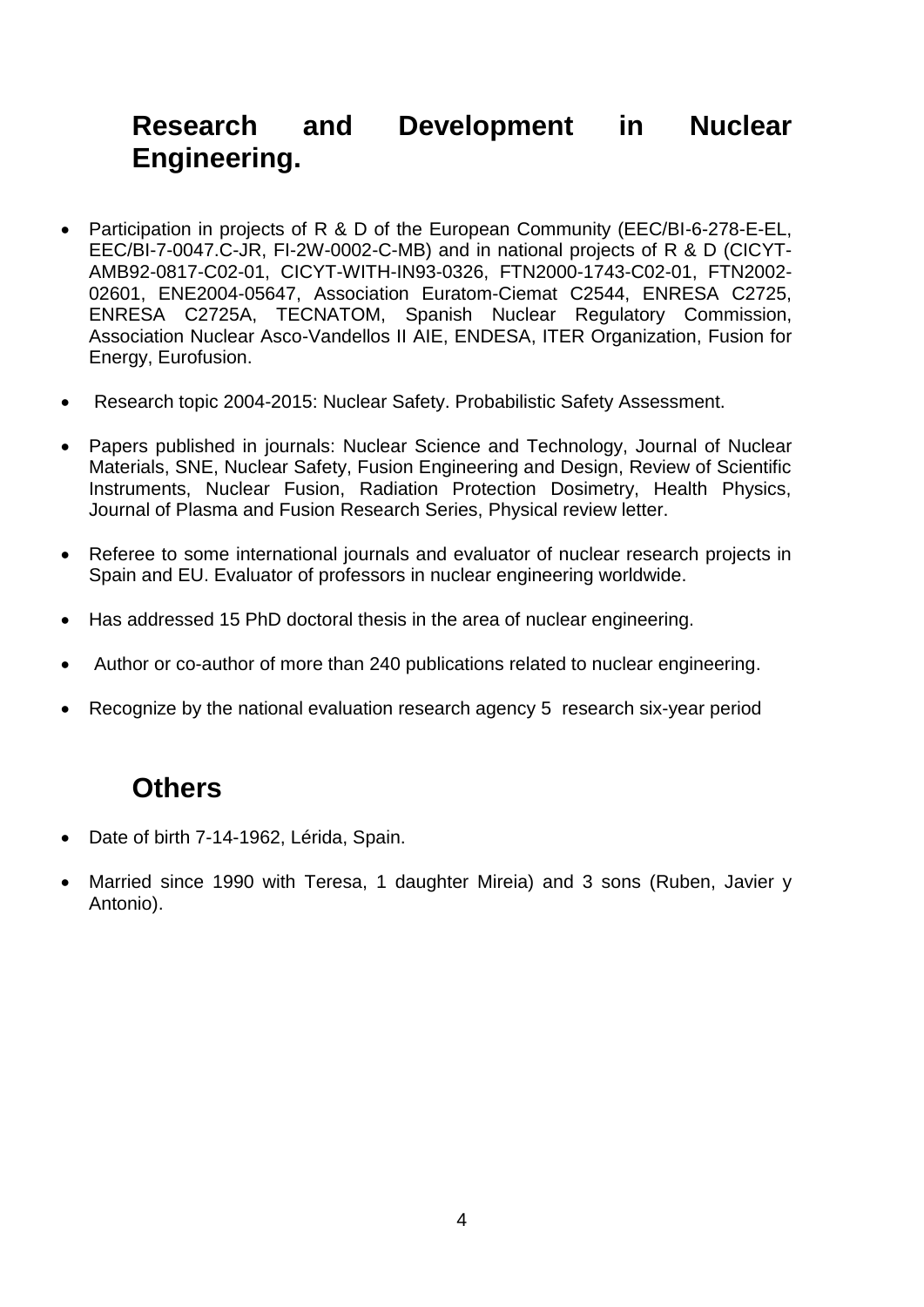## Research and Development in Nuclear Engineering.

- Participation in projects of R & D of the European Community (EEC/BI-6-278-E-EL, EEC/BI-7-0047.C-JR, FI-2W-0002-C-MB) and in national projects of R & D (CICYT-AMB92-0817-C02-01, CICYT-WITH-IN93-0326, FTN2000-1743-C02-01, FTN2002-02601, ENE2004-05647, Association Euratom-Ciemat C2544, ENRESA C2725, ENRESA C2725A, TECNATOM, Spanish Nuclear Regulatory Commission, Association Nuclear Asco-Vandellos II AIE, ENDESA, ITER Organization, Fusion for Energy, Eurofusion.
- Research topic 2004-2015: Nuclear Safety. Probabilistic Safety Assessment.
- Papers published in journals: Nuclear Science and Technology, Journal of Nuclear Materials, SNE, Nuclear Safety, Fusion Engineering and Design, Review of Scientific Instruments, Nuclear Fusion, Radiation Protection Dosimetry, Health Physics, Journal of Plasma and Fusion Research Series, Physical review letter.
- Referee to some international journals and evaluator of nuclear research projects in Spain and EU. Evaluator of professors in nuclear engineering worldwide.
- Has addressed 15 PhD doctoral thesis in the area of nuclear engineering.
- Author or co-author of more than 240 publications related to nuclear engineering.
- Recognize by the national evaluation research agency 5 research six-year period

## Others

- Date of birth 7-14-1962, Lérida, Spain.
- Married since 1990 with Teresa, 1 daughter Mireia) and 3 sons (Ruben, Javier y Antonio).